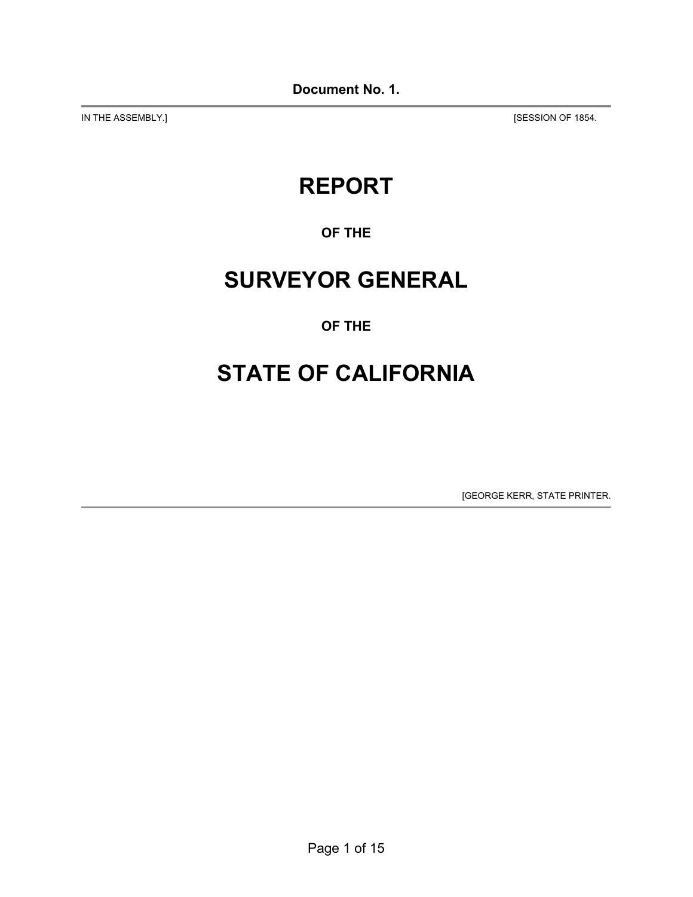**Document No. 1.**

IN THE ASSEMBLY.] [SESSION OF 1854.

# REPORT

**OF THE**

# SURVEYOR GENERAL

**OF THE**

# STATE OF CALIFORNIA

[GEORGE KERR, STATE PRINTER.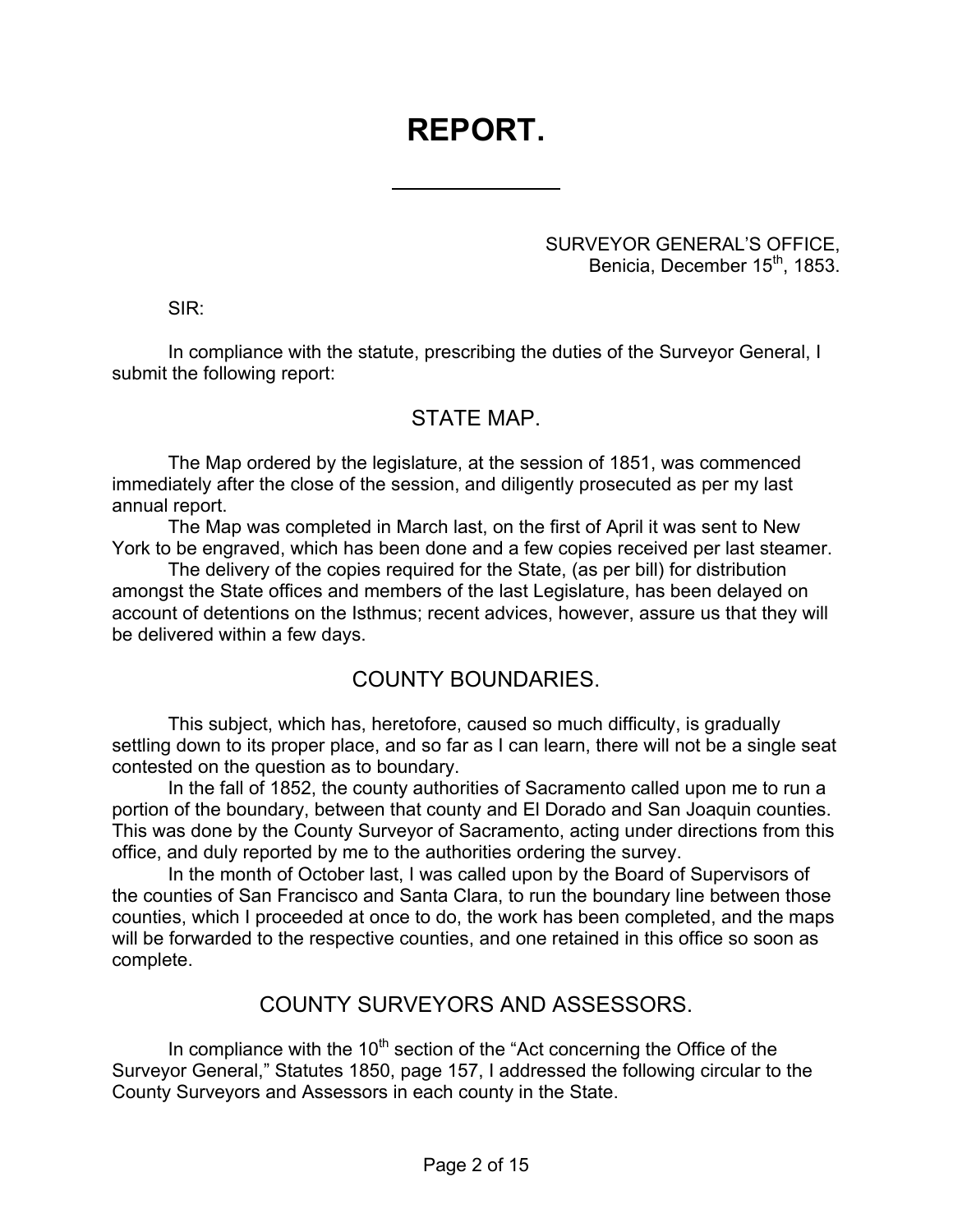# REPORT.

SURVEYOR GENERAL'S OFFICE,
Benicia, December 15th, 1853.

SIR:

In compliance with the statute, prescribing the duties of the Surveyor General, I submit the following report:

## STATE MAP.

The Map ordered by the legislature, at the session of 1851, was commenced immediately after the close of the session, and diligently prosecuted as per my last annual report.

The Map was completed in March last, on the first of April it was sent to New York to be engraved, which has been done and a few copies received per last steamer.

The delivery of the copies required for the State, (as per bill) for distribution amongst the State offices and members of the last Legislature, has been delayed on account of detentions on the Isthmus; recent advices, however, assure us that they will be delivered within a few days.

## COUNTY BOUNDARIES.

This subject, which has, heretofore, caused so much difficulty, is gradually settling down to its proper place, and so far as I can learn, there will not be a single seat contested on the question as to boundary.

In the fall of 1852, the county authorities of Sacramento called upon me to run a portion of the boundary, between that county and El Dorado and San Joaquin counties. This was done by the County Surveyor of Sacramento, acting under directions from this office, and duly reported by me to the authorities ordering the survey.

In the month of October last, I was called upon by the Board of Supervisors of the counties of San Francisco and Santa Clara, to run the boundary line between those counties, which I proceeded at once to do, the work has been completed, and the maps will be forwarded to the respective counties, and one retained in this office so soon as complete.

## COUNTY SURVEYORS AND ASSESSORS.

In compliance with the 10th section of the "Act concerning the Office of the Surveyor General," Statutes 1850, page 157, I addressed the following circular to the County Surveyors and Assessors in each county in the State.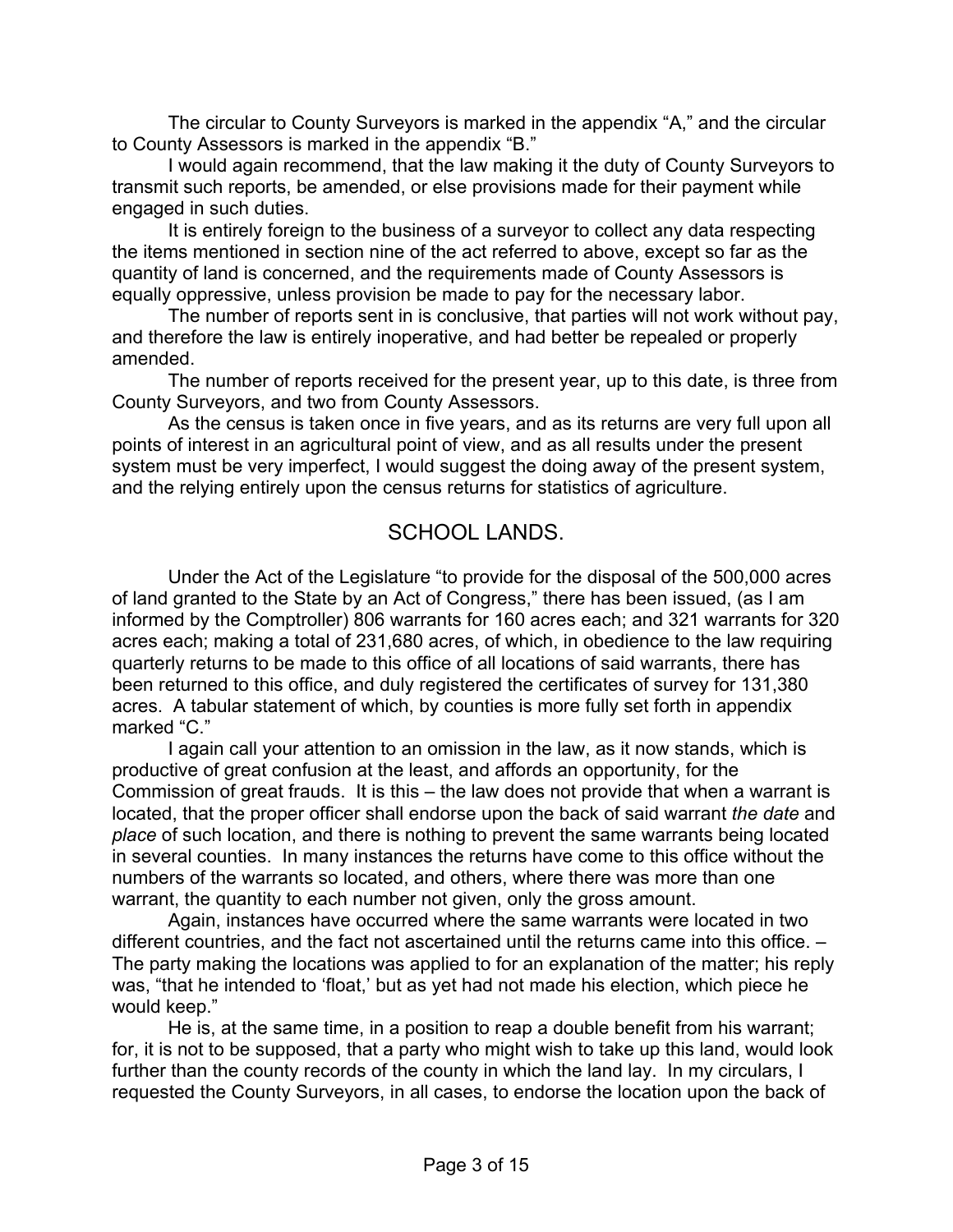The circular to County Surveyors is marked in the appendix "A," and the circular to County Assessors is marked in the appendix "B."

I would again recommend, that the law making it the duty of County Surveyors to transmit such reports, be amended, or else provisions made for their payment while engaged in such duties.

It is entirely foreign to the business of a surveyor to collect any data respecting the items mentioned in section nine of the act referred to above, except so far as the quantity of land is concerned, and the requirements made of County Assessors is equally oppressive, unless provision be made to pay for the necessary labor.

The number of reports sent in is conclusive, that parties will not work without pay, and therefore the law is entirely inoperative, and had better be repealed or properly amended.

The number of reports received for the present year, up to this date, is three from County Surveyors, and two from County Assessors.

As the census is taken once in five years, and as its returns are very full upon all points of interest in an agricultural point of view, and as all results under the present system must be very imperfect, I would suggest the doing away of the present system, and the relying entirely upon the census returns for statistics of agriculture.

## SCHOOL LANDS.

Under the Act of the Legislature "to provide for the disposal of the 500,000 acres of land granted to the State by an Act of Congress," there has been issued, (as I am informed by the Comptroller) 806 warrants for 160 acres each; and 321 warrants for 320 acres each; making a total of 231,680 acres, of which, in obedience to the law requiring quarterly returns to be made to this office of all locations of said warrants, there has been returned to this office, and duly registered the certificates of survey for 131,380 acres. A tabular statement of which, by counties is more fully set forth in appendix marked "C."

I again call your attention to an omission in the law, as it now stands, which is productive of great confusion at the least, and affords an opportunity, for the Commission of great frauds. It is this – the law does not provide that when a warrant is located, that the proper officer shall endorse upon the back of said warrant *the date* and *place* of such location, and there is nothing to prevent the same warrants being located in several counties. In many instances the returns have come to this office without the numbers of the warrants so located, and others, where there was more than one warrant, the quantity to each number not given, only the gross amount.

Again, instances have occurred where the same warrants were located in two different countries, and the fact not ascertained until the returns came into this office. – The party making the locations was applied to for an explanation of the matter; his reply was, "that he intended to 'float,' but as yet had not made his election, which piece he would keep."

He is, at the same time, in a position to reap a double benefit from his warrant; for, it is not to be supposed, that a party who might wish to take up this land, would look further than the county records of the county in which the land lay. In my circulars, I requested the County Surveyors, in all cases, to endorse the location upon the back of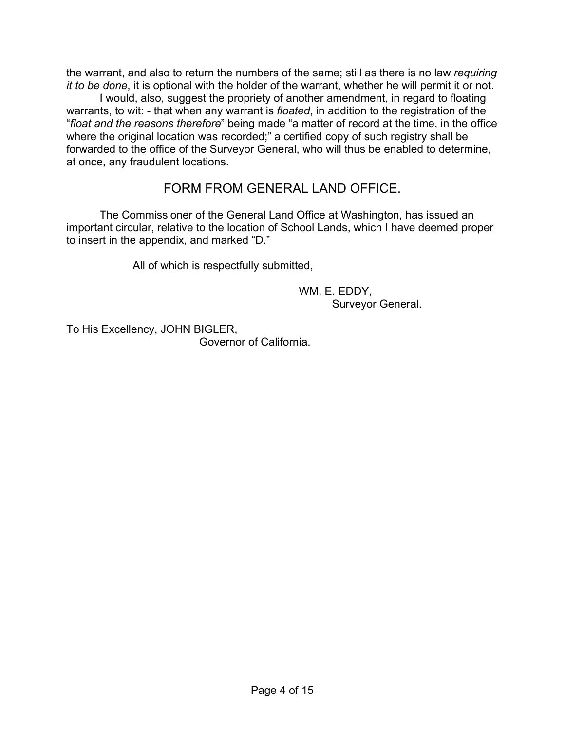the warrant, and also to return the numbers of the same; still as there is no law *requiring it to be done*, it is optional with the holder of the warrant, whether he will permit it or not.

I would, also, suggest the propriety of another amendment, in regard to floating warrants, to wit: - that when any warrant is *floated*, in addition to the registration of the "*float and the reasons therefore*" being made "a matter of record at the time, in the office where the original location was recorded;" a certified copy of such registry shall be forwarded to the office of the Surveyor General, who will thus be enabled to determine, at once, any fraudulent locations.

## FORM FROM GENERAL LAND OFFICE.

The Commissioner of the General Land Office at Washington, has issued an important circular, relative to the location of School Lands, which I have deemed proper to insert in the appendix, and marked "D."

All of which is respectfully submitted,

WM. E. EDDY,
Surveyor General.

To His Excellency, JOHN BIGLER,
Governor of California.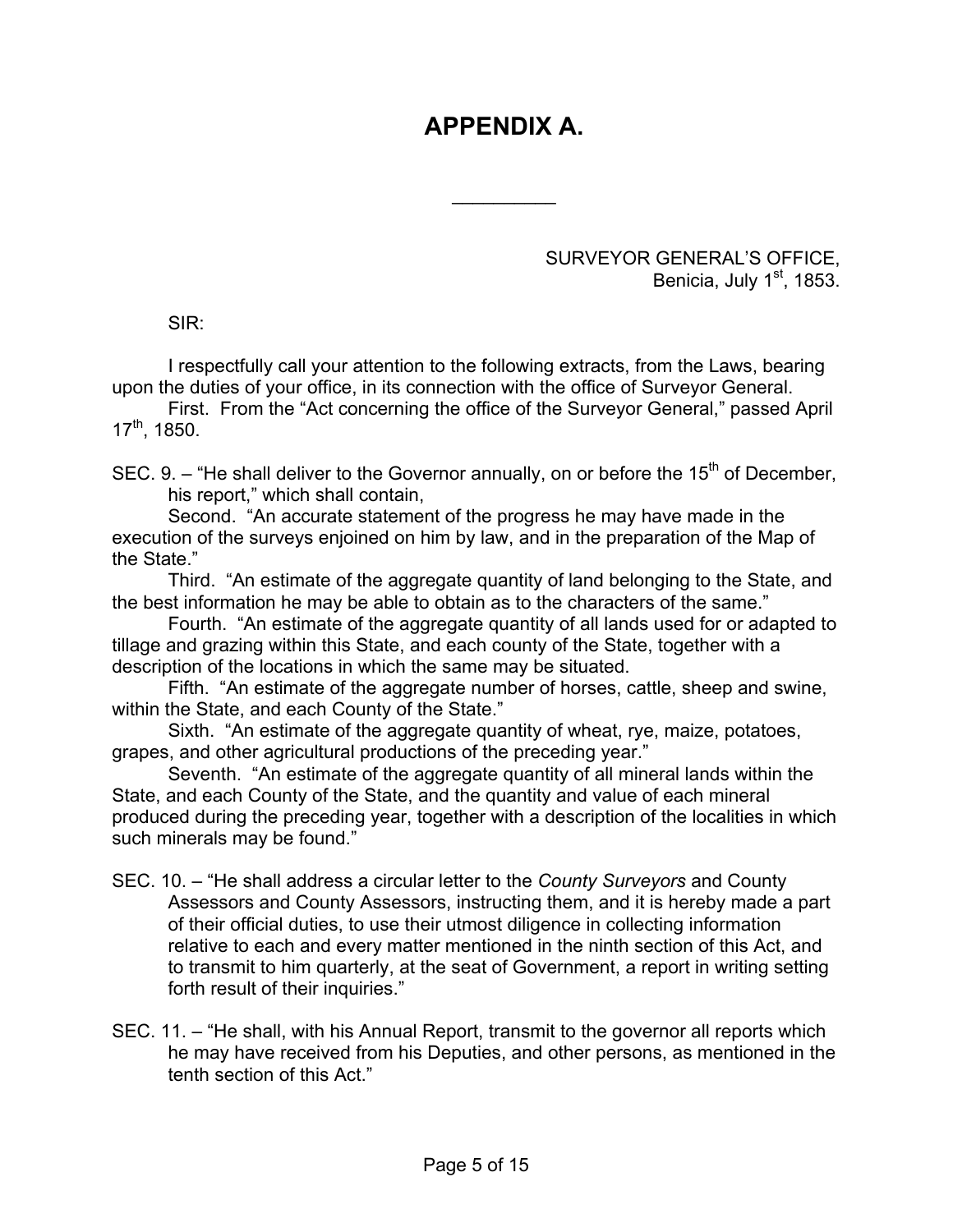# APPENDIX A.

---

SURVEYOR GENERAL'S OFFICE,
Benicia, July 1st, 1853.

SIR:

I respectfully call your attention to the following extracts, from the Laws, bearing upon the duties of your office, in its connection with the office of Surveyor General.

First. From the "Act concerning the office of the Surveyor General," passed April 17th, 1850.

SEC. 9. – "He shall deliver to the Governor annually, on or before the 15th of December, his report," which shall contain,

Second. "An accurate statement of the progress he may have made in the execution of the surveys enjoined on him by law, and in the preparation of the Map of the State."

Third. "An estimate of the aggregate quantity of land belonging to the State, and the best information he may be able to obtain as to the characters of the same."

Fourth. "An estimate of the aggregate quantity of all lands used for or adapted to tillage and grazing within this State, and each county of the State, together with a description of the locations in which the same may be situated.

Fifth. "An estimate of the aggregate number of horses, cattle, sheep and swine, within the State, and each County of the State."

Sixth. "An estimate of the aggregate quantity of wheat, rye, maize, potatoes, grapes, and other agricultural productions of the preceding year."

Seventh. "An estimate of the aggregate quantity of all mineral lands within the State, and each County of the State, and the quantity and value of each mineral produced during the preceding year, together with a description of the localities in which such minerals may be found."

SEC. 10. – "He shall address a circular letter to the *County Surveyors* and County Assessors and County Assessors, instructing them, and it is hereby made a part of their official duties, to use their utmost diligence in collecting information relative to each and every matter mentioned in the ninth section of this Act, and to transmit to him quarterly, at the seat of Government, a report in writing setting forth result of their inquiries."

SEC. 11. – "He shall, with his Annual Report, transmit to the governor all reports which he may have received from his Deputies, and other persons, as mentioned in the tenth section of this Act."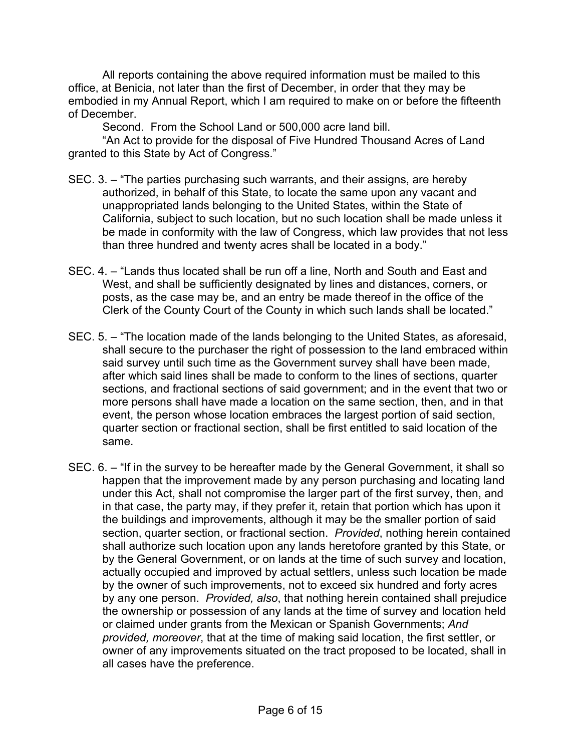All reports containing the above required information must be mailed to this office, at Benicia, not later than the first of December, in order that they may be embodied in my Annual Report, which I am required to make on or before the fifteenth of December.

Second. From the School Land or 500,000 acre land bill.

"An Act to provide for the disposal of Five Hundred Thousand Acres of Land granted to this State by Act of Congress."

SEC. 3. – "The parties purchasing such warrants, and their assigns, are hereby authorized, in behalf of this State, to locate the same upon any vacant and unappropriated lands belonging to the United States, within the State of California, subject to such location, but no such location shall be made unless it be made in conformity with the law of Congress, which law provides that not less than three hundred and twenty acres shall be located in a body."

SEC. 4. – "Lands thus located shall be run off a line, North and South and East and West, and shall be sufficiently designated by lines and distances, corners, or posts, as the case may be, and an entry be made thereof in the office of the Clerk of the County Court of the County in which such lands shall be located."

SEC. 5. – "The location made of the lands belonging to the United States, as aforesaid, shall secure to the purchaser the right of possession to the land embraced within said survey until such time as the Government survey shall have been made, after which said lines shall be made to conform to the lines of sections, quarter sections, and fractional sections of said government; and in the event that two or more persons shall have made a location on the same section, then, and in that event, the person whose location embraces the largest portion of said section, quarter section or fractional section, shall be first entitled to said location of the same.

SEC. 6. – "If in the survey to be hereafter made by the General Government, it shall so happen that the improvement made by any person purchasing and locating land under this Act, shall not compromise the larger part of the first survey, then, and in that case, the party may, if they prefer it, retain that portion which has upon it the buildings and improvements, although it may be the smaller portion of said section, quarter section, or fractional section. *Provided*, nothing herein contained shall authorize such location upon any lands heretofore granted by this State, or by the General Government, or on lands at the time of such survey and location, actually occupied and improved by actual settlers, unless such location be made by the owner of such improvements, not to exceed six hundred and forty acres by any one person. *Provided, also*, that nothing herein contained shall prejudice the ownership or possession of any lands at the time of survey and location held or claimed under grants from the Mexican or Spanish Governments; *And provided, moreover*, that at the time of making said location, the first settler, or owner of any improvements situated on the tract proposed to be located, shall in all cases have the preference.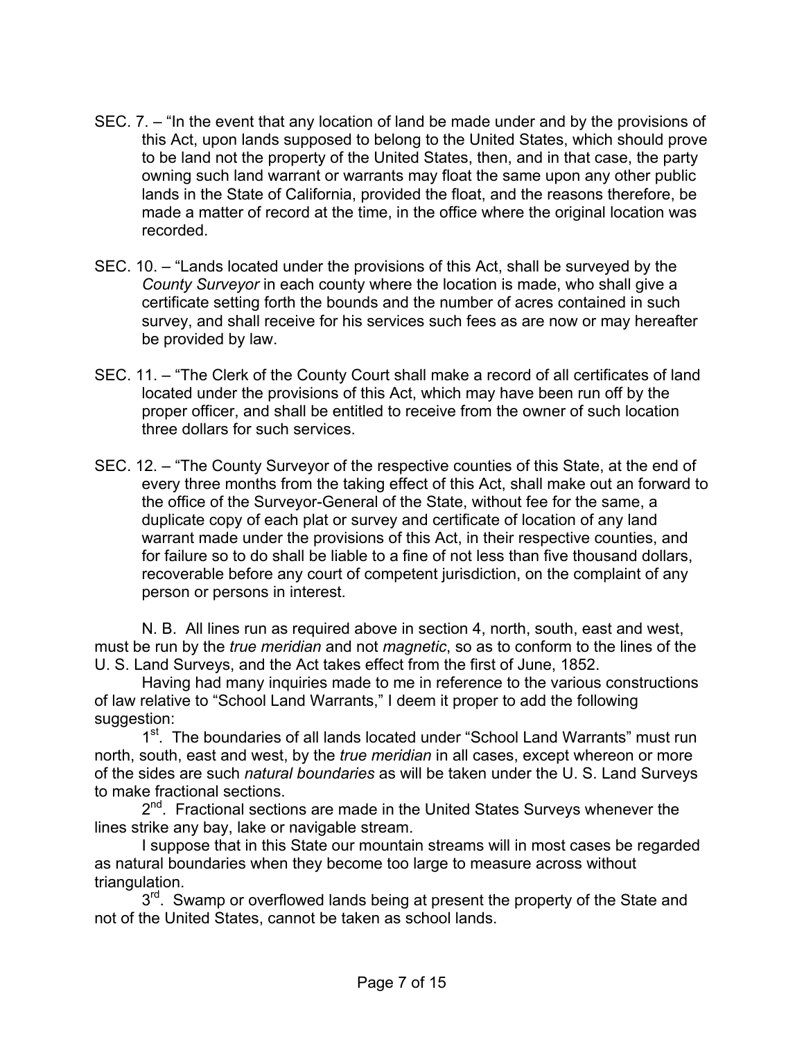SEC. 7. – "In the event that any location of land be made under and by the provisions of this Act, upon lands supposed to belong to the United States, which should prove to be land not the property of the United States, then, and in that case, the party owning such land warrant or warrants may float the same upon any other public lands in the State of California, provided the float, and the reasons therefore, be made a matter of record at the time, in the office where the original location was recorded.

SEC. 10. – "Lands located under the provisions of this Act, shall be surveyed by the *County Surveyor* in each county where the location is made, who shall give a certificate setting forth the bounds and the number of acres contained in such survey, and shall receive for his services such fees as are now or may hereafter be provided by law.

SEC. 11. – "The Clerk of the County Court shall make a record of all certificates of land located under the provisions of this Act, which may have been run off by the proper officer, and shall be entitled to receive from the owner of such location three dollars for such services.

SEC. 12. – "The County Surveyor of the respective counties of this State, at the end of every three months from the taking effect of this Act, shall make out an forward to the office of the Surveyor-General of the State, without fee for the same, a duplicate copy of each plat or survey and certificate of location of any land warrant made under the provisions of this Act, in their respective counties, and for failure so to do shall be liable to a fine of not less than five thousand dollars, recoverable before any court of competent jurisdiction, on the complaint of any person or persons in interest.

N. B. All lines run as required above in section 4, north, south, east and west, must be run by the *true meridian* and not *magnetic*, so as to conform to the lines of the U. S. Land Surveys, and the Act takes effect from the first of June, 1852.

Having had many inquiries made to me in reference to the various constructions of law relative to "School Land Warrants," I deem it proper to add the following suggestion:

1st. The boundaries of all lands located under "School Land Warrants" must run north, south, east and west, by the *true meridian* in all cases, except whereon or more of the sides are such *natural boundaries* as will be taken under the U. S. Land Surveys to make fractional sections.

2nd. Fractional sections are made in the United States Surveys whenever the lines strike any bay, lake or navigable stream.

I suppose that in this State our mountain streams will in most cases be regarded as natural boundaries when they become too large to measure across without triangulation.

3rd. Swamp or overflowed lands being at present the property of the State and not of the United States, cannot be taken as school lands.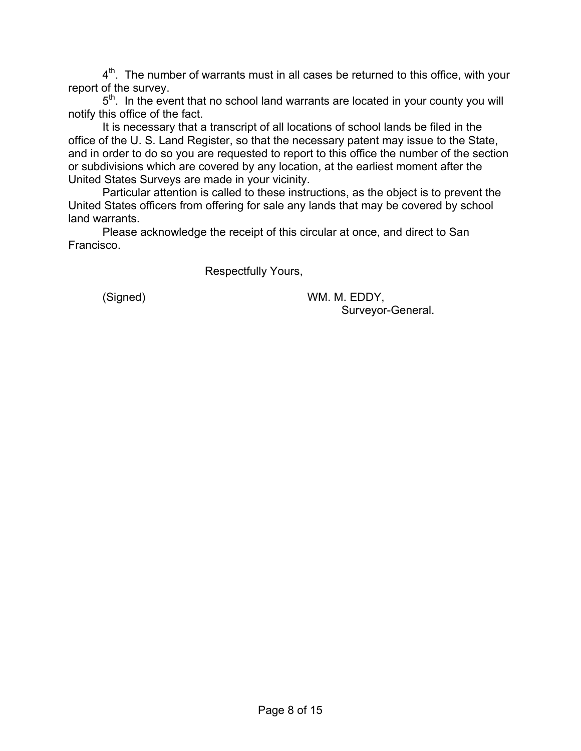4th. The number of warrants must in all cases be returned to this office, with your report of the survey.

5th. In the event that no school land warrants are located in your county you will notify this office of the fact.

It is necessary that a transcript of all locations of school lands be filed in the office of the U. S. Land Register, so that the necessary patent may issue to the State, and in order to do so you are requested to report to this office the number of the section or subdivisions which are covered by any location, at the earliest moment after the United States Surveys are made in your vicinity.

Particular attention is called to these instructions, as the object is to prevent the United States officers from offering for sale any lands that may be covered by school land warrants.

Please acknowledge the receipt of this circular at once, and direct to San Francisco.

Respectfully Yours,

(Signed) WM. M. EDDY,
Surveyor-General.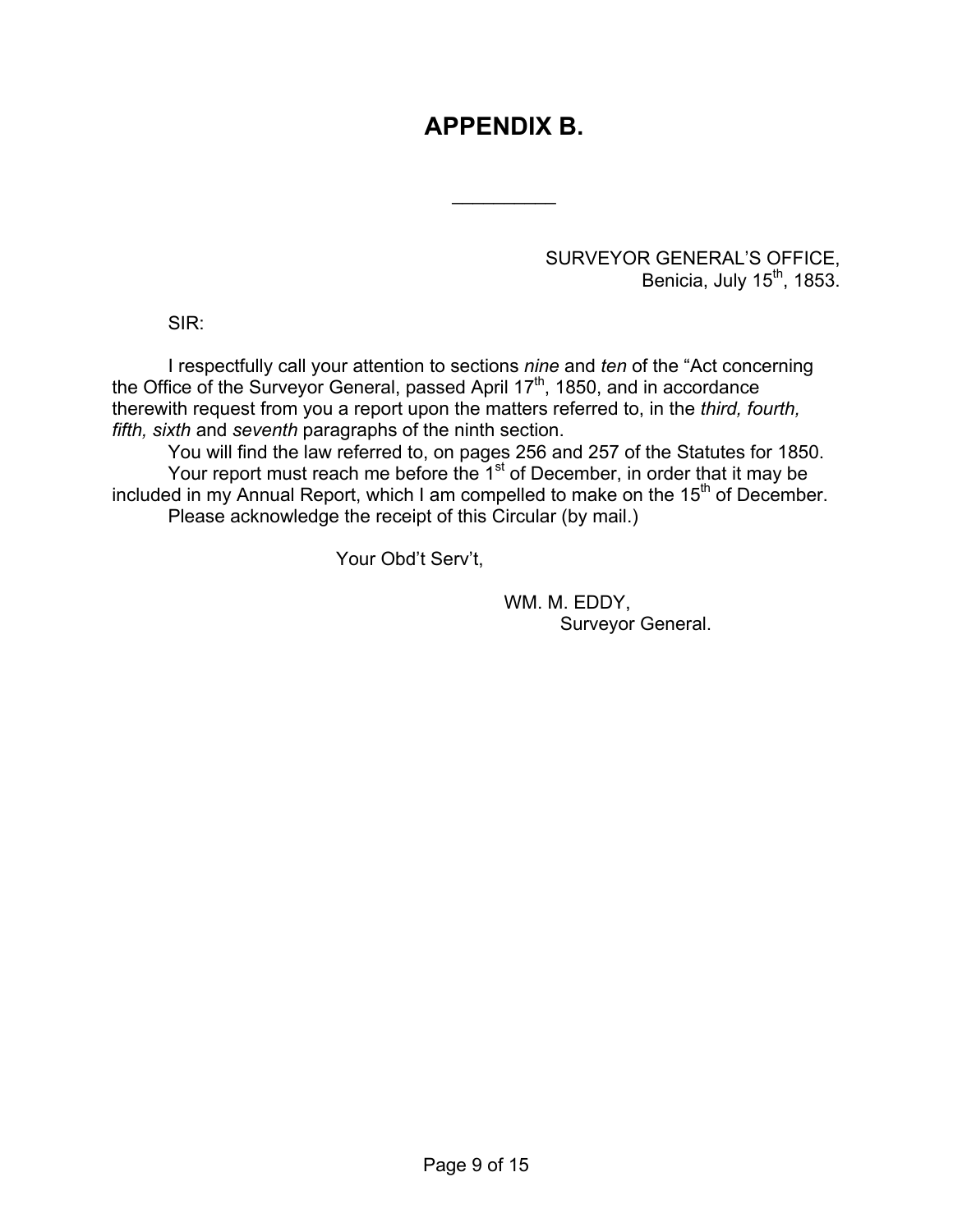# APPENDIX B.

---

SURVEYOR GENERAL'S OFFICE,
Benicia, July 15th, 1853.

SIR:

I respectfully call your attention to sections *nine* and *ten* of the "Act concerning the Office of the Surveyor General, passed April 17th, 1850, and in accordance therewith request from you a report upon the matters referred to, in the *third, fourth, fifth, sixth* and *seventh* paragraphs of the ninth section.

You will find the law referred to, on pages 256 and 257 of the Statutes for 1850.

Your report must reach me before the 1st of December, in order that it may be included in my Annual Report, which I am compelled to make on the 15th of December.

Please acknowledge the receipt of this Circular (by mail.)

Your Obd't Serv't,

WM. M. EDDY,
Surveyor General.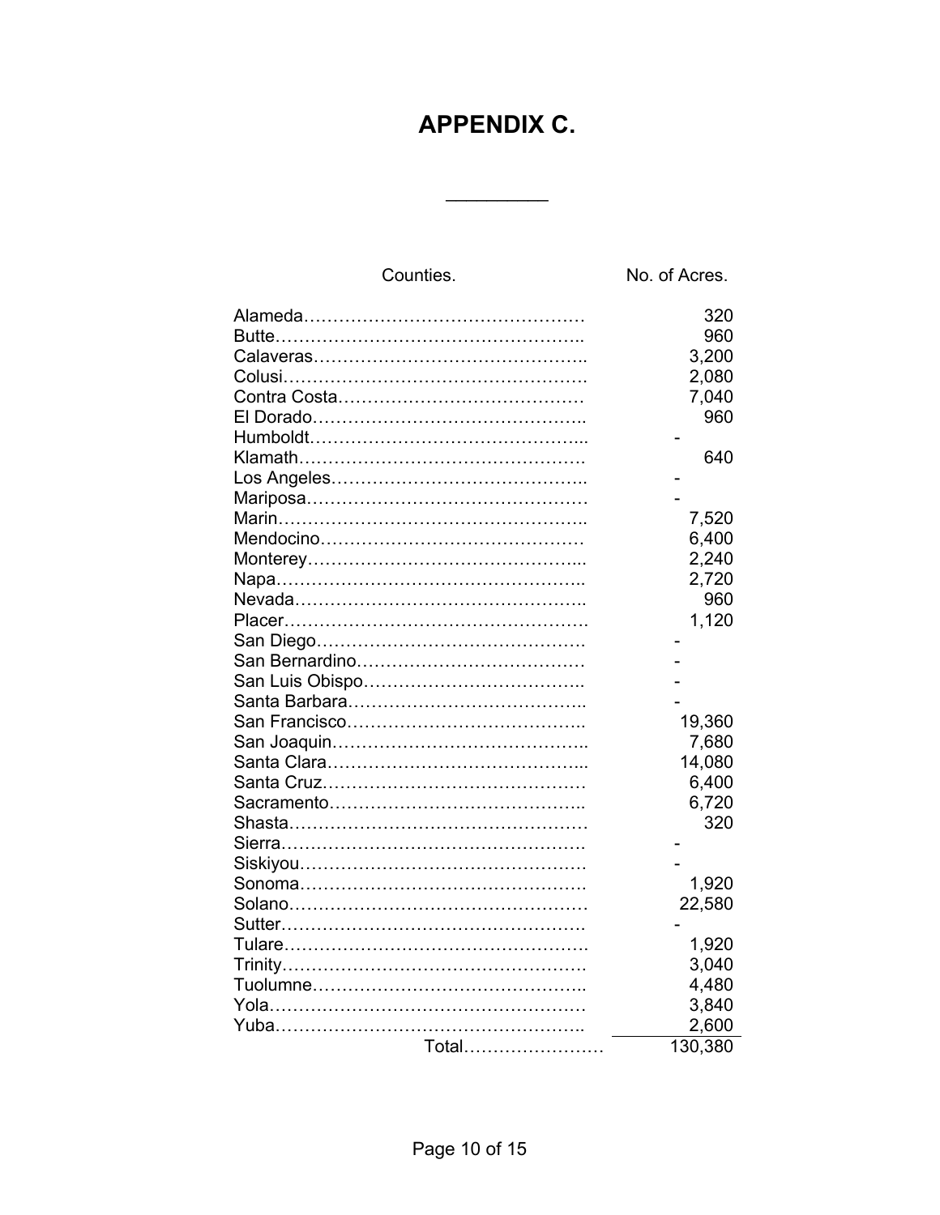# APPENDIX C.

---

| Counties. | No. of Acres. |
|---|---|
| Alameda | 320 |
| Butte | 960 |
| Calaveras | 3,200 |
| Colusi | 2,080 |
| Contra Costa | 7,040 |
| El Dorado | 960 |
| Humboldt | - |
| Klamath | 640 |
| Los Angeles | - |
| Mariposa | - |
| Marin | 7,520 |
| Mendocino | 6,400 |
| Monterey | 2,240 |
| Napa | 2,720 |
| Nevada | 960 |
| Placer | 1,120 |
| San Diego | - |
| San Bernardino | - |
| San Luis Obispo | - |
| Santa Barbara | - |
| San Francisco | 19,360 |
| San Joaquin | 7,680 |
| Santa Clara | 14,080 |
| Santa Cruz | 6,400 |
| Sacramento | 6,720 |
| Shasta | 320 |
| Sierra | - |
| Siskiyou | - |
| Sonoma | 1,920 |
| Solano | 22,580 |
| Sutter | - |
| Tulare | 1,920 |
| Trinity | 3,040 |
| Tuolumne | 4,480 |
| Yola | 3,840 |
| Yuba | 2,600 |
| Total | 130,380 |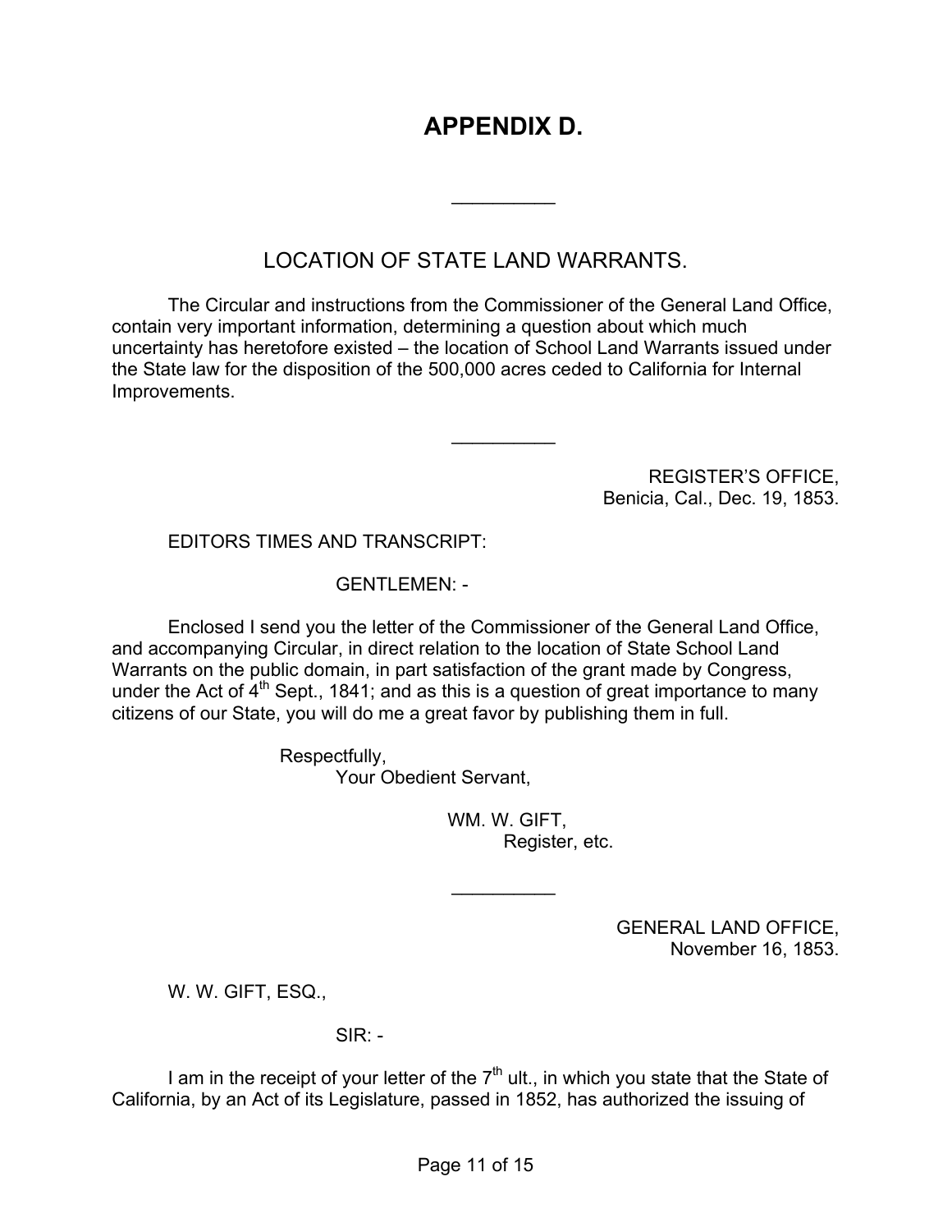# APPENDIX D.

---

## LOCATION OF STATE LAND WARRANTS.

The Circular and instructions from the Commissioner of the General Land Office, contain very important information, determining a question about which much uncertainty has heretofore existed – the location of School Land Warrants issued under the State law for the disposition of the 500,000 acres ceded to California for Internal Improvements.

---

REGISTER'S OFFICE,
Benicia, Cal., Dec. 19, 1853.

EDITORS TIMES AND TRANSCRIPT:

GENTLEMEN: -

Enclosed I send you the letter of the Commissioner of the General Land Office, and accompanying Circular, in direct relation to the location of State School Land Warrants on the public domain, in part satisfaction of the grant made by Congress, under the Act of 4th Sept., 1841; and as this is a question of great importance to many citizens of our State, you will do me a great favor by publishing them in full.

Respectfully,
Your Obedient Servant,

WM. W. GIFT,
Register, etc.

---

GENERAL LAND OFFICE,
November 16, 1853.

W. W. GIFT, ESQ.,

SIR: -

I am in the receipt of your letter of the 7th ult., in which you state that the State of California, by an Act of its Legislature, passed in 1852, has authorized the issuing of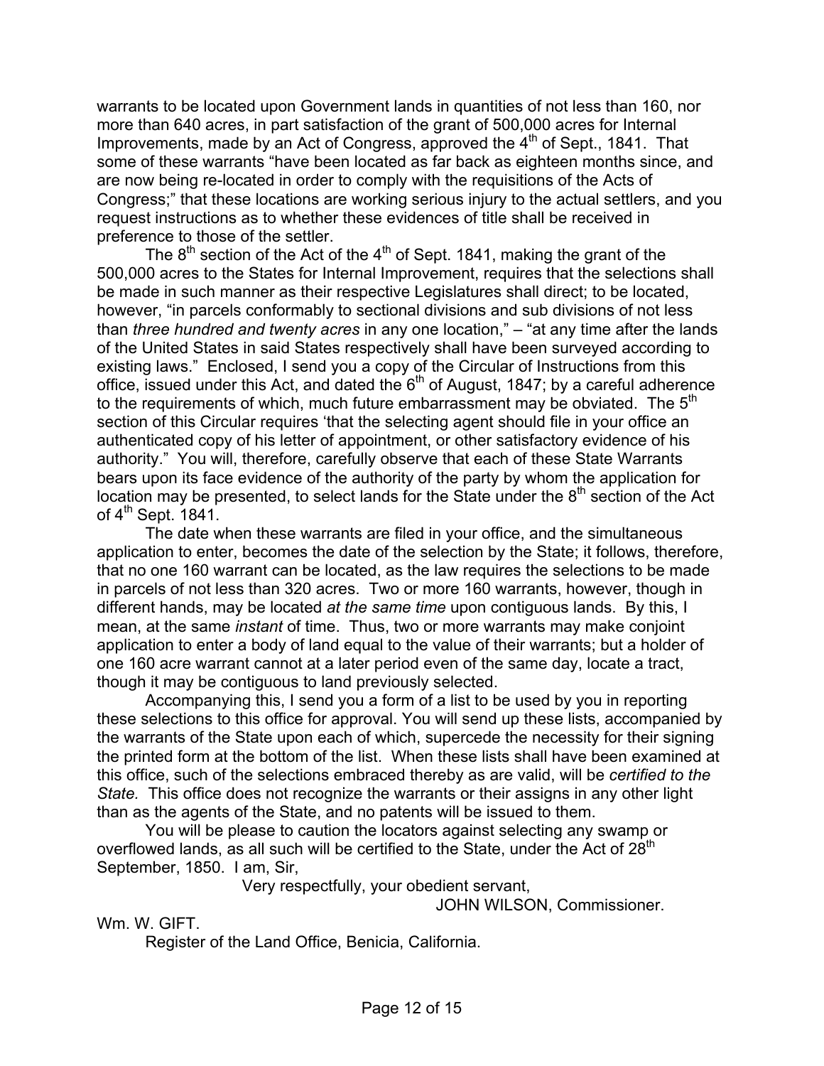warrants to be located upon Government lands in quantities of not less than 160, nor more than 640 acres, in part satisfaction of the grant of 500,000 acres for Internal Improvements, made by an Act of Congress, approved the 4th of Sept., 1841. That some of these warrants "have been located as far back as eighteen months since, and are now being re-located in order to comply with the requisitions of the Acts of Congress;" that these locations are working serious injury to the actual settlers, and you request instructions as to whether these evidences of title shall be received in preference to those of the settler.

The 8th section of the Act of the 4th of Sept. 1841, making the grant of the 500,000 acres to the States for Internal Improvement, requires that the selections shall be made in such manner as their respective Legislatures shall direct; to be located, however, "in parcels conformably to sectional divisions and sub divisions of not less than *three hundred and twenty acres* in any one location," – "at any time after the lands of the United States in said States respectively shall have been surveyed according to existing laws." Enclosed, I send you a copy of the Circular of Instructions from this office, issued under this Act, and dated the 6th of August, 1847; by a careful adherence to the requirements of which, much future embarrassment may be obviated. The 5th section of this Circular requires 'that the selecting agent should file in your office an authenticated copy of his letter of appointment, or other satisfactory evidence of his authority." You will, therefore, carefully observe that each of these State Warrants bears upon its face evidence of the authority of the party by whom the application for location may be presented, to select lands for the State under the 8th section of the Act of 4th Sept. 1841.

The date when these warrants are filed in your office, and the simultaneous application to enter, becomes the date of the selection by the State; it follows, therefore, that no one 160 warrant can be located, as the law requires the selections to be made in parcels of not less than 320 acres. Two or more 160 warrants, however, though in different hands, may be located *at the same time* upon contiguous lands. By this, I mean, at the same *instant* of time. Thus, two or more warrants may make conjoint application to enter a body of land equal to the value of their warrants; but a holder of one 160 acre warrant cannot at a later period even of the same day, locate a tract, though it may be contiguous to land previously selected.

Accompanying this, I send you a form of a list to be used by you in reporting these selections to this office for approval. You will send up these lists, accompanied by the warrants of the State upon each of which, supercede the necessity for their signing the printed form at the bottom of the list. When these lists shall have been examined at this office, such of the selections embraced thereby as are valid, will be *certified to the State.* This office does not recognize the warrants or their assigns in any other light than as the agents of the State, and no patents will be issued to them.

You will be please to caution the locators against selecting any swamp or overflowed lands, as all such will be certified to the State, under the Act of 28th September, 1850. I am, Sir,

Very respectfully, your obedient servant,

JOHN WILSON, Commissioner.

Wm. W. GIFT.

Register of the Land Office, Benicia, California.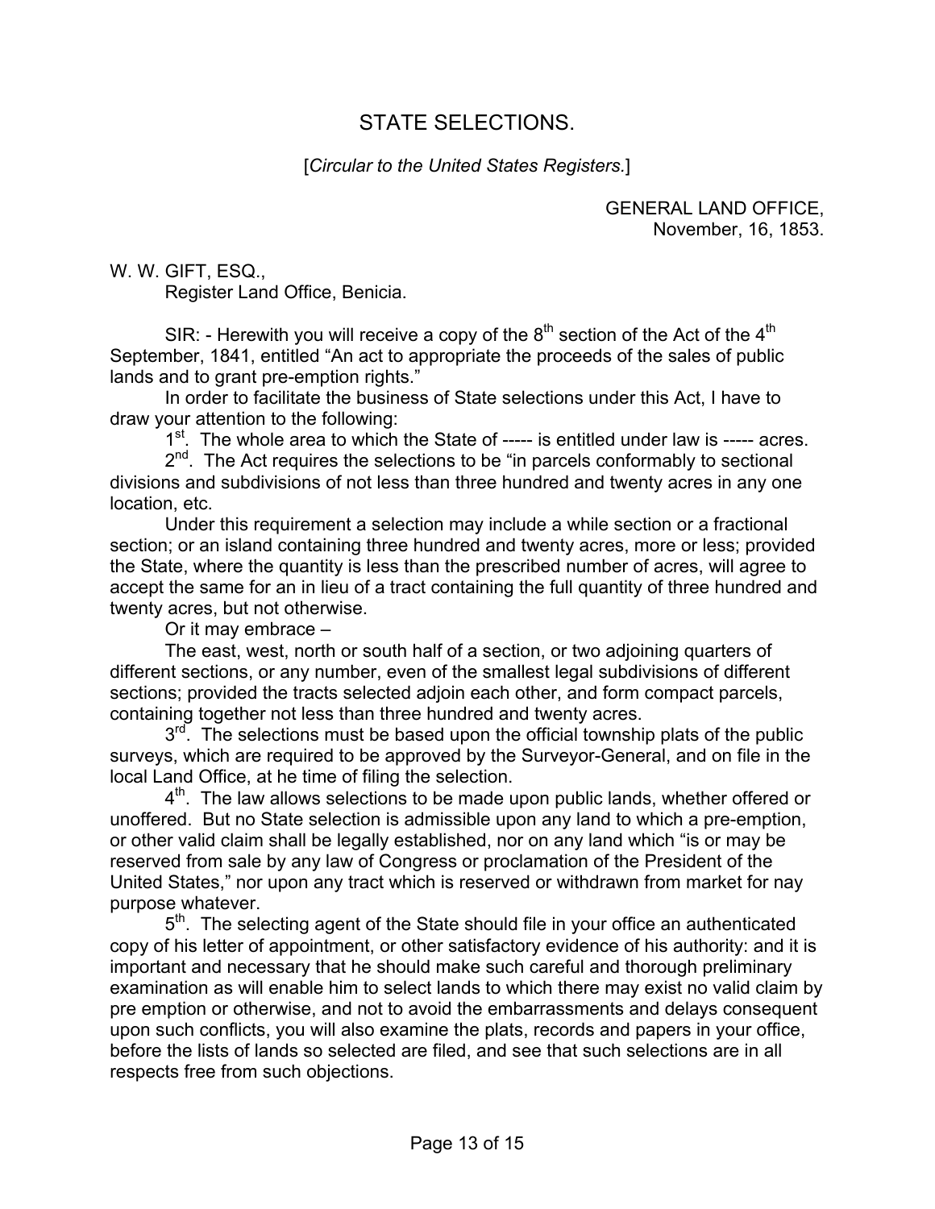# STATE SELECTIONS.

[*Circular to the United States Registers.*]

GENERAL LAND OFFICE,
November, 16, 1853.

W. W. GIFT, ESQ.,
Register Land Office, Benicia.

SIR: - Herewith you will receive a copy of the 8th section of the Act of the 4th September, 1841, entitled "An act to appropriate the proceeds of the sales of public lands and to grant pre-emption rights."

In order to facilitate the business of State selections under this Act, I have to draw your attention to the following:

1st. The whole area to which the State of ----- is entitled under law is ----- acres.

2nd. The Act requires the selections to be "in parcels conformably to sectional divisions and subdivisions of not less than three hundred and twenty acres in any one location, etc.

Under this requirement a selection may include a while section or a fractional section; or an island containing three hundred and twenty acres, more or less; provided the State, where the quantity is less than the prescribed number of acres, will agree to accept the same for an in lieu of a tract containing the full quantity of three hundred and twenty acres, but not otherwise.

Or it may embrace –

The east, west, north or south half of a section, or two adjoining quarters of different sections, or any number, even of the smallest legal subdivisions of different sections; provided the tracts selected adjoin each other, and form compact parcels, containing together not less than three hundred and twenty acres.

3rd. The selections must be based upon the official township plats of the public surveys, which are required to be approved by the Surveyor-General, and on file in the local Land Office, at he time of filing the selection.

4th. The law allows selections to be made upon public lands, whether offered or unoffered. But no State selection is admissible upon any land to which a pre-emption, or other valid claim shall be legally established, nor on any land which "is or may be reserved from sale by any law of Congress or proclamation of the President of the United States," nor upon any tract which is reserved or withdrawn from market for nay purpose whatever.

5th. The selecting agent of the State should file in your office an authenticated copy of his letter of appointment, or other satisfactory evidence of his authority: and it is important and necessary that he should make such careful and thorough preliminary examination as will enable him to select lands to which there may exist no valid claim by pre emption or otherwise, and not to avoid the embarrassments and delays consequent upon such conflicts, you will also examine the plats, records and papers in your office, before the lists of lands so selected are filed, and see that such selections are in all respects free from such objections.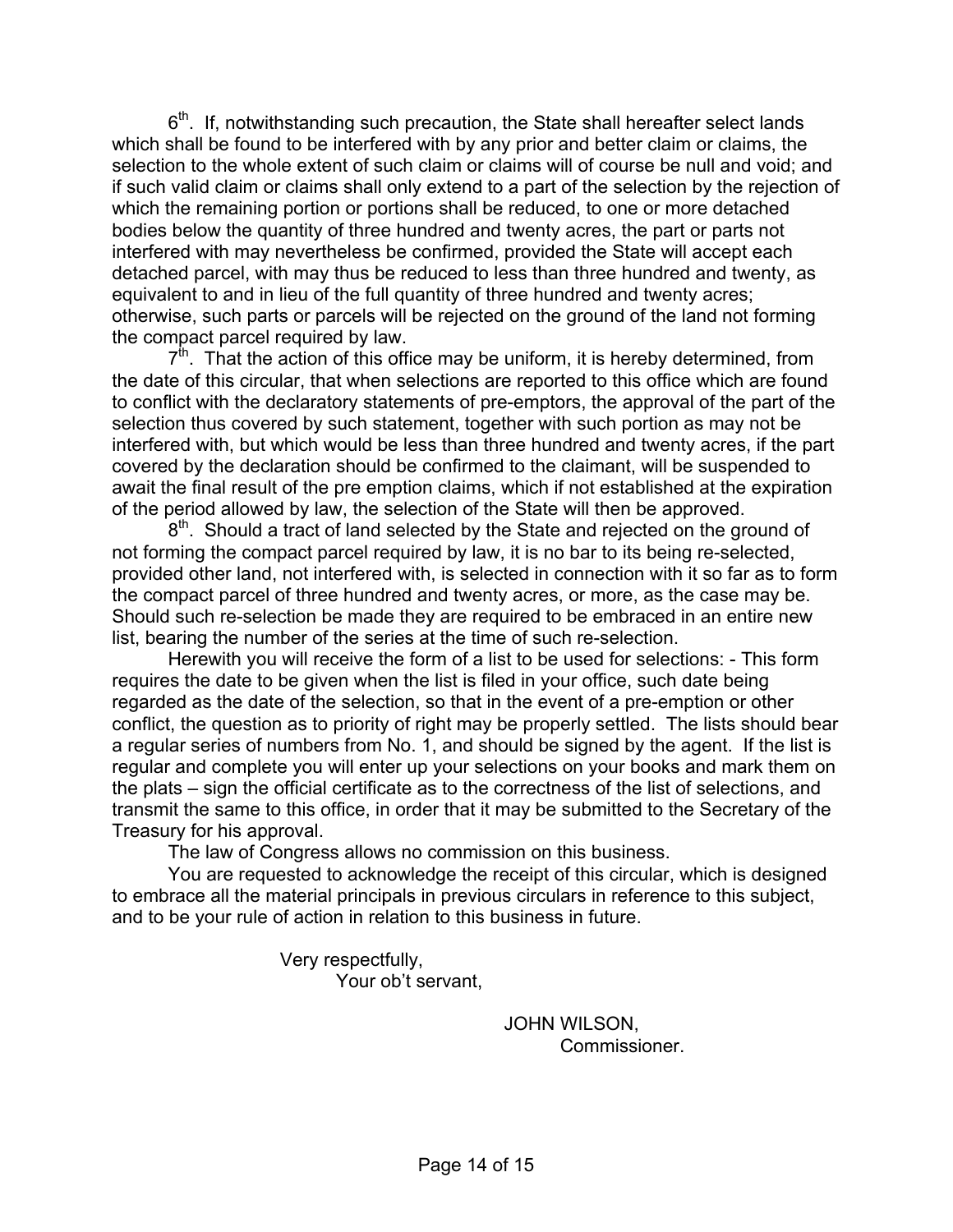6th. If, notwithstanding such precaution, the State shall hereafter select lands which shall be found to be interfered with by any prior and better claim or claims, the selection to the whole extent of such claim or claims will of course be null and void; and if such valid claim or claims shall only extend to a part of the selection by the rejection of which the remaining portion or portions shall be reduced, to one or more detached bodies below the quantity of three hundred and twenty acres, the part or parts not interfered with may nevertheless be confirmed, provided the State will accept each detached parcel, with may thus be reduced to less than three hundred and twenty, as equivalent to and in lieu of the full quantity of three hundred and twenty acres; otherwise, such parts or parcels will be rejected on the ground of the land not forming the compact parcel required by law.

7th. That the action of this office may be uniform, it is hereby determined, from the date of this circular, that when selections are reported to this office which are found to conflict with the declaratory statements of pre-emptors, the approval of the part of the selection thus covered by such statement, together with such portion as may not be interfered with, but which would be less than three hundred and twenty acres, if the part covered by the declaration should be confirmed to the claimant, will be suspended to await the final result of the pre emption claims, which if not established at the expiration of the period allowed by law, the selection of the State will then be approved.

8th. Should a tract of land selected by the State and rejected on the ground of not forming the compact parcel required by law, it is no bar to its being re-selected, provided other land, not interfered with, is selected in connection with it so far as to form the compact parcel of three hundred and twenty acres, or more, as the case may be. Should such re-selection be made they are required to be embraced in an entire new list, bearing the number of the series at the time of such re-selection.

Herewith you will receive the form of a list to be used for selections: - This form requires the date to be given when the list is filed in your office, such date being regarded as the date of the selection, so that in the event of a pre-emption or other conflict, the question as to priority of right may be properly settled. The lists should bear a regular series of numbers from No. 1, and should be signed by the agent. If the list is regular and complete you will enter up your selections on your books and mark them on the plats – sign the official certificate as to the correctness of the list of selections, and transmit the same to this office, in order that it may be submitted to the Secretary of the Treasury for his approval.

The law of Congress allows no commission on this business.

You are requested to acknowledge the receipt of this circular, which is designed to embrace all the material principals in previous circulars in reference to this subject, and to be your rule of action in relation to this business in future.

Very respectfully,
Your ob't servant,

JOHN WILSON,
Commissioner.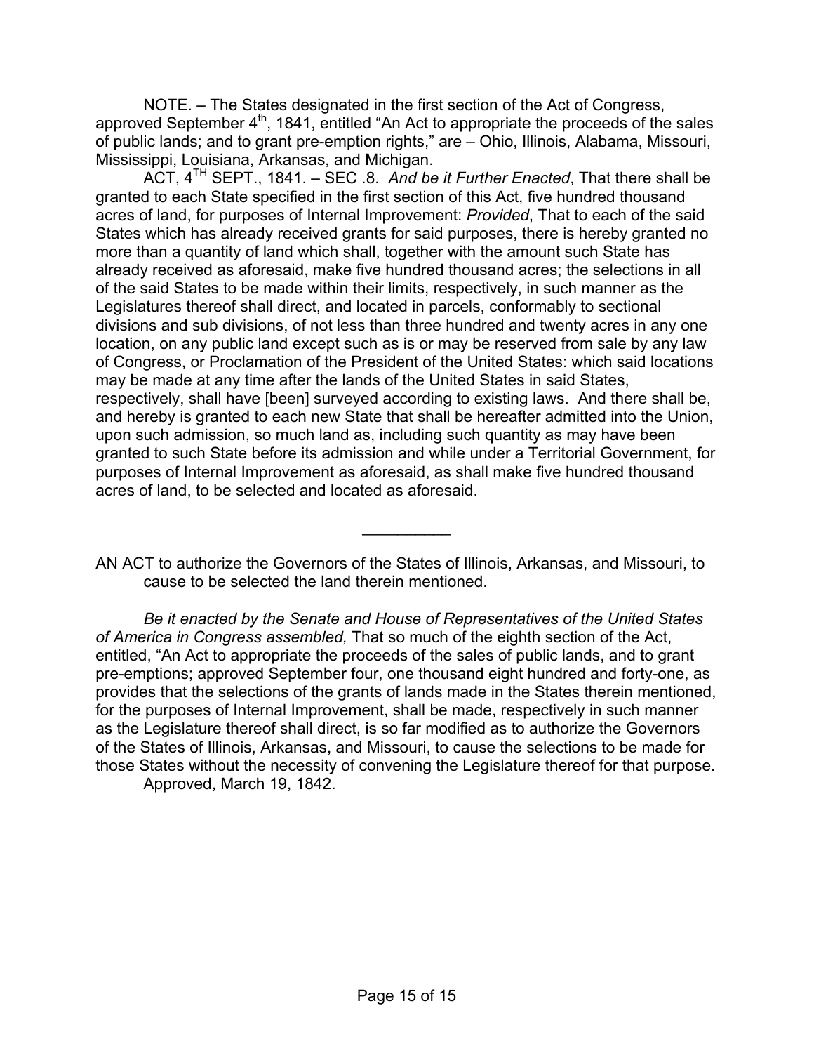NOTE. – The States designated in the first section of the Act of Congress, approved September 4th, 1841, entitled "An Act to appropriate the proceeds of the sales of public lands; and to grant pre-emption rights," are – Ohio, Illinois, Alabama, Missouri, Mississippi, Louisiana, Arkansas, and Michigan.

ACT, 4TH SEPT., 1841. – SEC .8. *And be it Further Enacted*, That there shall be granted to each State specified in the first section of this Act, five hundred thousand acres of land, for purposes of Internal Improvement: *Provided*, That to each of the said States which has already received grants for said purposes, there is hereby granted no more than a quantity of land which shall, together with the amount such State has already received as aforesaid, make five hundred thousand acres; the selections in all of the said States to be made within their limits, respectively, in such manner as the Legislatures thereof shall direct, and located in parcels, conformably to sectional divisions and sub divisions, of not less than three hundred and twenty acres in any one location, on any public land except such as is or may be reserved from sale by any law of Congress, or Proclamation of the President of the United States: which said locations may be made at any time after the lands of the United States in said States, respectively, shall have [been] surveyed according to existing laws. And there shall be, and hereby is granted to each new State that shall be hereafter admitted into the Union, upon such admission, so much land as, including such quantity as may have been granted to such State before its admission and while under a Territorial Government, for purposes of Internal Improvement as aforesaid, as shall make five hundred thousand acres of land, to be selected and located as aforesaid.

---

AN ACT to authorize the Governors of the States of Illinois, Arkansas, and Missouri, to cause to be selected the land therein mentioned.

*Be it enacted by the Senate and House of Representatives of the United States of America in Congress assembled,* That so much of the eighth section of the Act, entitled, "An Act to appropriate the proceeds of the sales of public lands, and to grant pre-emptions; approved September four, one thousand eight hundred and forty-one, as provides that the selections of the grants of lands made in the States therein mentioned, for the purposes of Internal Improvement, shall be made, respectively in such manner as the Legislature thereof shall direct, is so far modified as to authorize the Governors of the States of Illinois, Arkansas, and Missouri, to cause the selections to be made for those States without the necessity of convening the Legislature thereof for that purpose.

Approved, March 19, 1842.